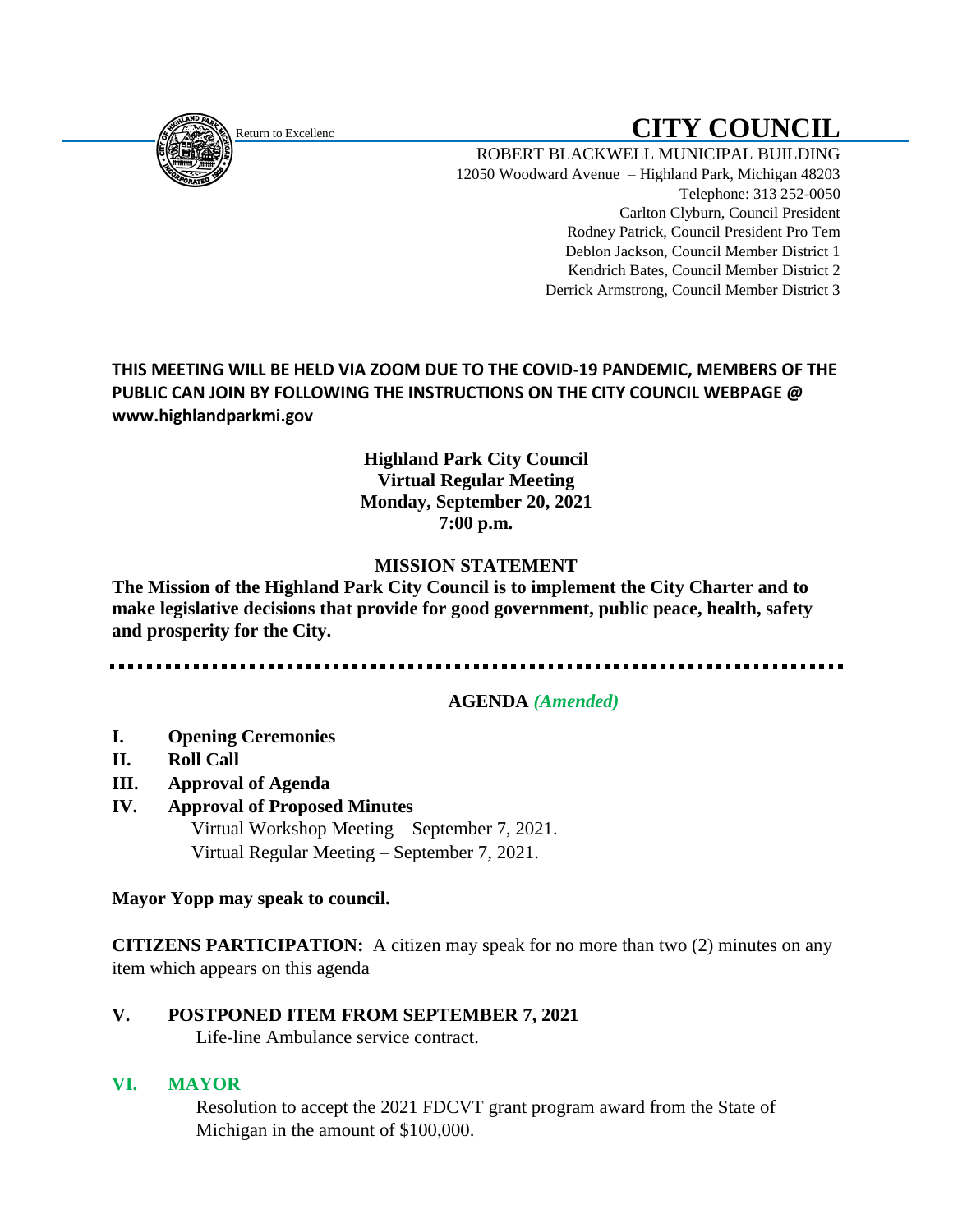Return to Excellenc

# CITY COUNCIL

ROBERT BLACKWELL MUNICIPAL BUILDING
12050 Woodward Avenue – Highland Park, Michigan 48203
Telephone: 313 252-0050
Carlton Clyburn, Council President
Rodney Patrick, Council President Pro Tem
Deblon Jackson, Council Member District 1
Kendrich Bates, Council Member District 2
Derrick Armstrong, Council Member District 3

**THIS MEETING WILL BE HELD VIA ZOOM DUE TO THE COVID-19 PANDEMIC, MEMBERS OF THE PUBLIC CAN JOIN BY FOLLOWING THE INSTRUCTIONS ON THE CITY COUNCIL WEBPAGE @ www.highlandparkmi.gov**

**Highland Park City Council**
**Virtual Regular Meeting**
**Monday, September 20, 2021**
**7:00 p.m.**

## MISSION STATEMENT

**The Mission of the Highland Park City Council is to implement the City Charter and to make legislative decisions that provide for good government, public peace, health, safety and prosperity for the City.**

---

## AGENDA *(Amended)*

**I. Opening Ceremonies**

**II. Roll Call**

**III. Approval of Agenda**

**IV. Approval of Proposed Minutes**
Virtual Workshop Meeting – September 7, 2021.
Virtual Regular Meeting – September 7, 2021.

**Mayor Yopp may speak to council.**

**CITIZENS PARTICIPATION:** A citizen may speak for no more than two (2) minutes on any item which appears on this agenda

**V. POSTPONED ITEM FROM SEPTEMBER 7, 2021**
Life-line Ambulance service contract.

**VI. MAYOR**
Resolution to accept the 2021 FDCVT grant program award from the State of Michigan in the amount of $100,000.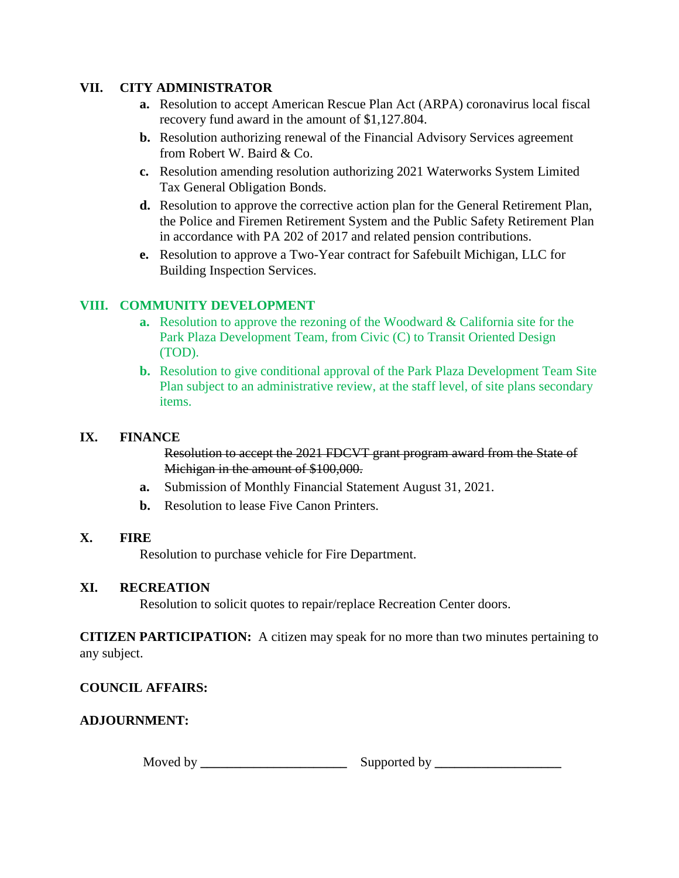## VII. CITY ADMINISTRATOR

- **a.** Resolution to accept American Rescue Plan Act (ARPA) coronavirus local fiscal recovery fund award in the amount of $1,127.804.
- **b.** Resolution authorizing renewal of the Financial Advisory Services agreement from Robert W. Baird & Co.
- **c.** Resolution amending resolution authorizing 2021 Waterworks System Limited Tax General Obligation Bonds.
- **d.** Resolution to approve the corrective action plan for the General Retirement Plan, the Police and Firemen Retirement System and the Public Safety Retirement Plan in accordance with PA 202 of 2017 and related pension contributions.
- **e.** Resolution to approve a Two-Year contract for Safebuilt Michigan, LLC for Building Inspection Services.

## VIII. COMMUNITY DEVELOPMENT

- **a.** Resolution to approve the rezoning of the Woodward & California site for the Park Plaza Development Team, from Civic (C) to Transit Oriented Design (TOD).
- **b.** Resolution to give conditional approval of the Park Plaza Development Team Site Plan subject to an administrative review, at the staff level, of site plans secondary items.

## IX. FINANCE

~~Resolution to accept the 2021 FDCVT grant program award from the State of Michigan in the amount of $100,000.~~

- **a.** Submission of Monthly Financial Statement August 31, 2021.
- **b.** Resolution to lease Five Canon Printers.

## X. FIRE

Resolution to purchase vehicle for Fire Department.

## XI. RECREATION

Resolution to solicit quotes to repair/replace Recreation Center doors.

**CITIZEN PARTICIPATION:** A citizen may speak for no more than two minutes pertaining to any subject.

**COUNCIL AFFAIRS:**

**ADJOURNMENT:**

Moved by ______________________ Supported by ___________________